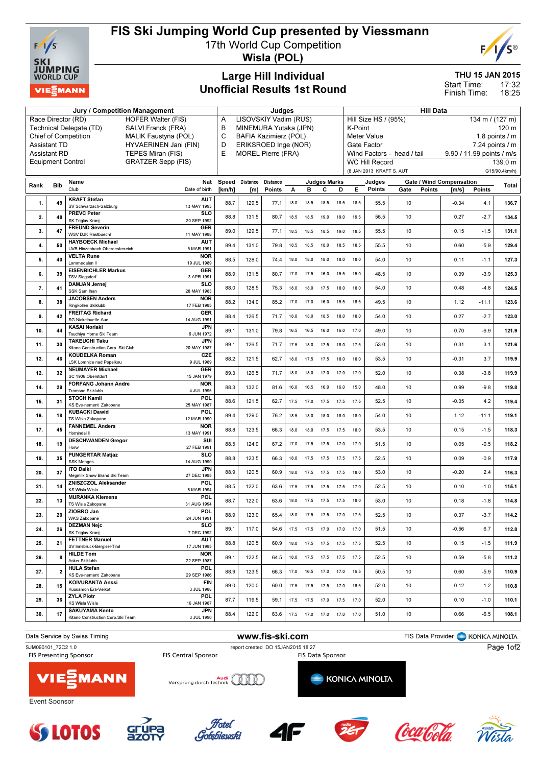# FIS Ski Jumping World Cup presented by Viessmann

17th World Cup Competition
**Wisla (POL)**

## Large Hill Individual
## Unofficial Results 1st Round

**THU 15 JAN 2015**
Start Time: 17:32
Finish Time: 18:25

| Jury / Competition Management | | Judges | | Hill Data | |
|---|---|---|---|---|---|
| Race Director (RD) | HOFER Walter (FIS) | A | LISOVSKIY Vadim (RUS) | Hill Size HS / (95%) | 134 m / (127 m) |
| Technical Delegate (TD) | SALVI Franck (FRA) | B | MINEMURA Yutaka (JPN) | K-Point | 120 m |
| Chief of Competition | MALIK Faustyna (POL) | C | BAFIA Kazimierz (POL) | Meter Value | 1.8 points / m |
| Assistant TD | HYVAERINEN Jani (FIN) | D | ERIKSROED Inge (NOR) | Gate Factor | 7.24 points / m |
| Assistant RD | TEPES Miran (FIS) | E | MOREL Pierre (FRA) | Wind Factors - head / tail | 9.90 / 11.99 points / m/s |
| Equipment Control | GRATZER Sepp (FIS) | | | WC Hill Record | 139.0 m |
| | | | | (8 JAN 2013 KRAFT S. AUT | G15/90.4km/h) |

| Rank | Bib | Name / Club | Nat / Date of birth | Speed [km/h] | Distance [m] | Distance Points | A | B | C | D | E | Judges Points | Gate | Gate Points | Wind [m/s] | Wind Points | Total |
|---|---|---|---|---|---|---|---|---|---|---|---|---|---|---|---|---|---|
| 1. | 49 | KRAFT Stefan / SV Schwarzach-Salzburg | AUT / 13 MAY 1993 | 88.7 | 129.5 | 77.1 | 18.0 | 18.5 | 18.5 | 18.5 | 18.5 | 55.5 | 10 | | -0.34 | 4.1 | 136.7 |
| 2. | 48 | PREVC Peter / SK Triglav Kranj | SLO / 20 SEP 1992 | 88.8 | 131.5 | 80.7 | 18.5 | 18.5 | 19.0 | 19.0 | 19.5 | 56.5 | 10 | | 0.27 | -2.7 | 134.5 |
| 3. | 47 | FREUND Severin / WSV DJK Rastbuechl | GER / 11 MAY 1988 | 89.0 | 129.5 | 77.1 | 18.5 | 18.5 | 18.5 | 19.0 | 18.5 | 55.5 | 10 | | 0.15 | -1.5 | 131.1 |
| 4. | 50 | HAYBOECK Michael / UVB Hinzenbach-Oberoesterreich | AUT / 5 MAR 1991 | 89.4 | 131.0 | 79.8 | 18.5 | 18.5 | 18.0 | 18.5 | 18.5 | 55.5 | 10 | | 0.60 | -5.9 | 129.4 |
| 5. | 40 | VELTA Rune / Lommedalen Il | NOR / 19 JUL 1989 | 88.5 | 128.0 | 74.4 | 18.0 | 18.0 | 18.0 | 18.0 | 18.0 | 54.0 | 10 | | 0.11 | -1.1 | 127.3 |
| 6. | 39 | EISENBICHLER Markus / TSV Siegsdorf | GER / 3 APR 1991 | 88.9 | 131.5 | 80.7 | 17.0 | 17.5 | 16.0 | 15.5 | 15.0 | 48.5 | 10 | | 0.39 | -3.9 | 125.3 |
| 7. | 41 | DAMJAN Jernej / SSK Sam Ihan | SLO / 28 MAY 1983 | 88.0 | 128.5 | 75.3 | 18.0 | 18.0 | 17.5 | 18.0 | 18.0 | 54.0 | 10 | | 0.48 | -4.8 | 124.5 |
| 8. | 38 | JACOBSEN Anders / Ringkollen Skiklubb | NOR / 17 FEB 1985 | 88.2 | 134.0 | 85.2 | 17.0 | 17.0 | 16.0 | 15.5 | 16.5 | 49.5 | 10 | | 1.12 | -11.1 | 123.6 |
| 9. | 42 | FREITAG Richard / SG Nickelhuette Aue | GER / 14 AUG 1991 | 88.4 | 126.5 | 71.7 | 18.0 | 18.0 | 18.5 | 18.0 | 18.0 | 54.0 | 10 | | 0.27 | -2.7 | 123.0 |
| 10. | 44 | KASAI Noriaki / Tsuchiya Home Ski Team | JPN / 6 JUN 1972 | 89.1 | 131.0 | 79.8 | 16.5 | 16.5 | 16.0 | 16.0 | 17.0 | 49.0 | 10 | | 0.70 | -6.9 | 121.9 |
| 11. | 30 | TAKEUCHI Taku / Kitano Construction Corp. Ski Club | JPN / 20 MAY 1987 | 89.1 | 126.5 | 71.7 | 17.5 | 18.0 | 17.5 | 18.0 | 17.5 | 53.0 | 10 | | 0.31 | -3.1 | 121.6 |
| 12. | 46 | KOUDELKA Roman / LSK Lomnice nad Popelkou | CZE / 9 JUL 1989 | 88.2 | 121.5 | 62.7 | 18.0 | 17.5 | 17.5 | 18.0 | 18.0 | 53.5 | 10 | | -0.31 | 3.7 | 119.9 |
| 12. | 32 | NEUMAYER Michael / SC 1906 Oberstdorf | GER / 15 JAN 1979 | 89.3 | 126.5 | 71.7 | 18.0 | 18.0 | 17.0 | 17.0 | 17.0 | 52.0 | 10 | | 0.38 | -3.8 | 119.9 |
| 14. | 29 | FORFANG Johann Andre / Tromsoe Skiklubb | NOR / 4 JUL 1995 | 88.3 | 132.0 | 81.6 | 16.0 | 16.5 | 16.0 | 16.0 | 15.0 | 48.0 | 10 | | 0.99 | -9.8 | 119.8 |
| 15. | 31 | STOCH Kamil / KS Eve-nement Zakopane | POL / 25 MAY 1987 | 88.6 | 121.5 | 62.7 | 17.5 | 17.0 | 17.5 | 17.5 | 17.5 | 52.5 | 10 | | -0.35 | 4.2 | 119.4 |
| 16. | 18 | KUBACKI Dawid / TS Wisla Zakopane | POL / 12 MAR 1990 | 89.4 | 129.0 | 76.2 | 18.5 | 18.0 | 18.0 | 18.0 | 18.0 | 54.0 | 10 | | 1.12 | -11.1 | 119.1 |
| 17. | 45 | FANNEMEL Anders / Hornindal Il | NOR / 13 MAY 1991 | 88.8 | 123.5 | 66.3 | 18.0 | 18.0 | 17.5 | 17.5 | 18.0 | 53.5 | 10 | | 0.15 | -1.5 | 118.3 |
| 18. | 19 | DESCHWANDEN Gregor / Horw | SUI / 27 FEB 1991 | 88.5 | 124.0 | 67.2 | 17.0 | 17.5 | 17.5 | 17.0 | 17.0 | 51.5 | 10 | | 0.05 | -0.5 | 118.2 |
| 19. | 35 | PUNGERTAR Matjaz / SSK Menges | SLO / 14 AUG 1990 | 88.8 | 123.5 | 66.3 | 18.0 | 17.5 | 17.5 | 17.5 | 17.5 | 52.5 | 10 | | 0.09 | -0.9 | 117.9 |
| 20. | 37 | ITO Daiki / Megmilk Snow Brand Ski Team | JPN / 27 DEC 1985 | 88.9 | 120.5 | 60.9 | 18.0 | 17.5 | 17.5 | 17.5 | 18.0 | 53.0 | 10 | | -0.20 | 2.4 | 116.3 |
| 21. | 14 | ZNISZCZOL Aleksander / KS Wisla Wisla | POL / 8 MAR 1994 | 88.5 | 122.0 | 63.6 | 17.5 | 17.5 | 17.5 | 17.5 | 17.0 | 52.5 | 10 | | 0.10 | -1.0 | 115.1 |
| 22. | 13 | MURANKA Klemens / TS Wisla Zakopane | POL / 31 AUG 1994 | 88.7 | 122.0 | 63.6 | 18.0 | 17.5 | 17.5 | 17.5 | 18.0 | 53.0 | 10 | | 0.18 | -1.8 | 114.8 |
| 23. | 20 | ZIOBRO Jan / WKS Zakopane | POL / 24 JUN 1991 | 88.9 | 123.0 | 65.4 | 18.0 | 17.5 | 17.5 | 17.0 | 17.5 | 52.5 | 10 | | 0.37 | -3.7 | 114.2 |
| 24. | 26 | DEZMAN Nejc / SK Triglav Kranj | SLO / 7 DEC 1992 | 89.1 | 117.0 | 54.6 | 17.5 | 17.5 | 17.0 | 17.0 | 17.0 | 51.5 | 10 | | -0.56 | 6.7 | 112.8 |
| 25. | 21 | FETTNER Manuel / SV Innsbruck-Bergisel-Tirol | AUT / 17 JUN 1985 | 88.8 | 120.5 | 60.9 | 18.0 | 17.5 | 17.5 | 17.5 | 17.5 | 52.5 | 10 | | 0.15 | -1.5 | 111.9 |
| 26. | 8 | HILDE Tom / Asker Skiklubb | NOR / 22 SEP 1987 | 89.1 | 122.5 | 64.5 | 18.0 | 17.5 | 17.5 | 17.5 | 17.5 | 52.5 | 10 | | 0.59 | -5.8 | 111.2 |
| 27. | 2 | HULA Stefan / KS Eve-nement Zakopane | POL / 29 SEP 1986 | 88.9 | 123.5 | 66.3 | 17.0 | 16.5 | 17.0 | 17.0 | 16.5 | 50.5 | 10 | | 0.60 | -5.9 | 110.9 |
| 28. | 15 | KOIVURANTA Anssi / Kuusamon Erä-Veikot | FIN / 3 JUL 1988 | 89.0 | 120.0 | 60.0 | 17.5 | 17.5 | 17.5 | 17.0 | 16.5 | 52.0 | 10 | | 0.12 | -1.2 | 110.8 |
| 29. | 36 | ZYLA Piotr / KS Wisla Wisla | POL / 16 JAN 1987 | 87.7 | 119.5 | 59.1 | 17.5 | 17.5 | 17.0 | 17.5 | 17.0 | 52.0 | 10 | | 0.10 | -1.0 | 110.1 |
| 30. | 17 | SAKUYAMA Kento / Kitano Construction Corp.Ski Team | JPN / 3 JUL 1990 | 88.4 | 122.0 | 63.6 | 17.5 | 17.0 | 17.0 | 17.0 | 17.0 | 51.0 | 10 | | 0.66 | -6.5 | 108.1 |

Data Service by Swiss Timing — www.fis-ski.com — FIS Data Provider KONICA MINOLTA

SJM090101_72C2 1.0 — report created DO 15JAN2015 18:27

FIS Presenting Sponsor: VIESSMANN — FIS Central Sponsor: Audi Vorsprung durch Technik — FIS Data Sponsor: KONICA MINOLTA

Event Sponsor: LOTOS, Grupa Azoty, Hotel Gołębiewski, 4F, Radio ZET, Coca-Cola, Miasto Wisła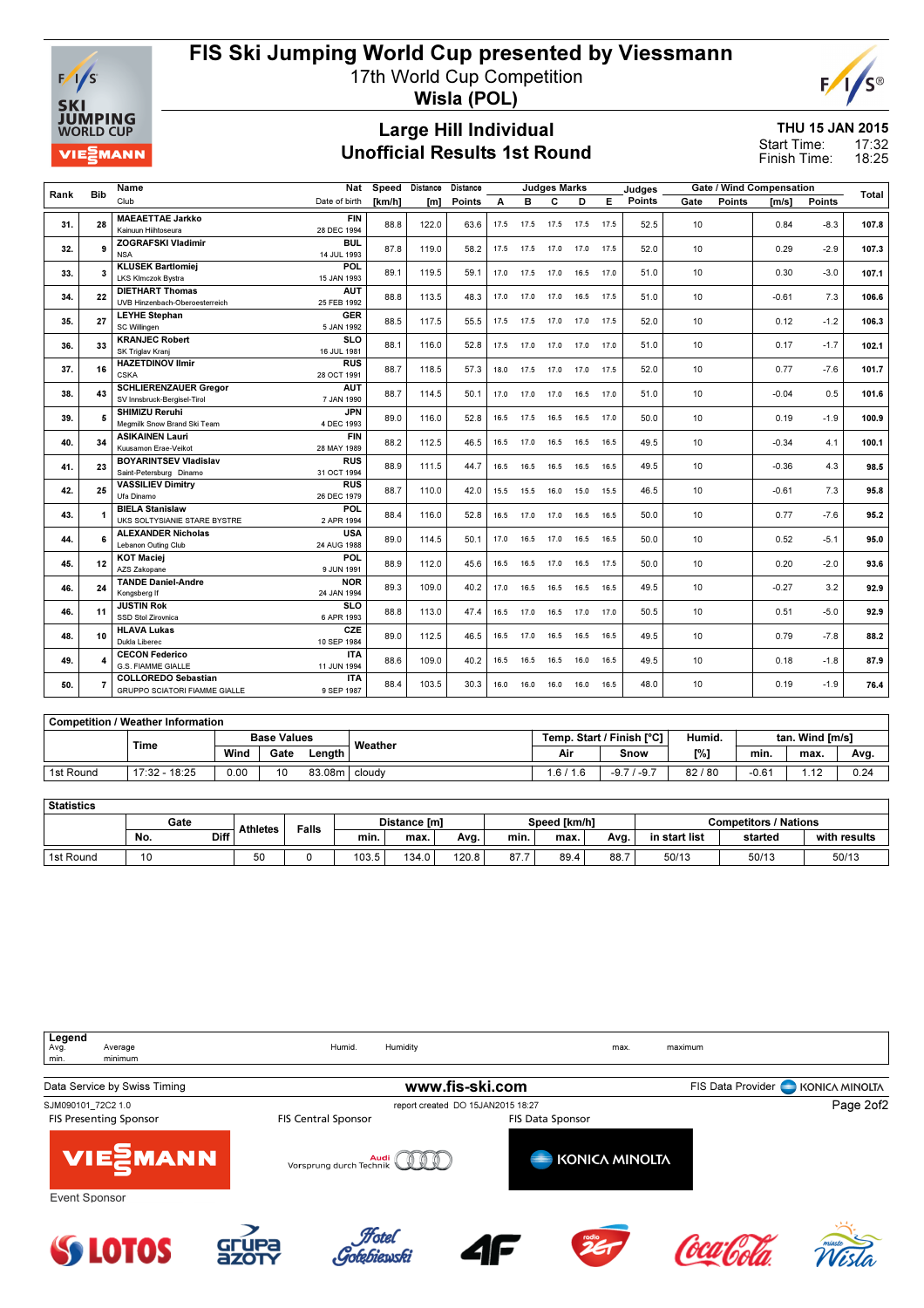# FIS Ski Jumping World Cup presented by Viessmann

17th World Cup Competition

**Wisla (POL)**

## Large Hill Individual

## Unofficial Results 1st Round

THU 15 JAN 2015
Start Time: 17:32
Finish Time: 18:25

| Rank | Bib | Name / Club | Nat / Date of birth | Speed [km/h] | Distance [m] | Distance Points | A | B | C | D | E | Judges Points | Gate | Gate Points | Wind [m/s] | Wind Points | Total |
|---|---|---|---|---|---|---|---|---|---|---|---|---|---|---|---|---|---|
| 31. | 28 | MAEAETTAE Jarkko / Kainuun Hiihtoseura | FIN / 28 DEC 1994 | 88.8 | 122.0 | 63.6 | 17.5 | 17.5 | 17.5 | 17.5 | 17.5 | 52.5 | 10 | | 0.84 | -8.3 | 107.8 |
| 32. | 9 | ZOGRAFSKI Vladimir / NSA | BUL / 14 JUL 1993 | 87.8 | 119.0 | 58.2 | 17.5 | 17.5 | 17.0 | 17.0 | 17.5 | 52.0 | 10 | | 0.29 | -2.9 | 107.3 |
| 33. | 3 | KLUSEK Bartlomiej / LKS Klmczok Bystra | POL / 15 JAN 1993 | 89.1 | 119.5 | 59.1 | 17.0 | 17.5 | 17.0 | 16.5 | 17.0 | 51.0 | 10 | | 0.30 | -3.0 | 107.1 |
| 34. | 22 | DIETHART Thomas / UVB Hinzenbach-Oberoesterreich | AUT / 25 FEB 1992 | 88.8 | 113.5 | 48.3 | 17.0 | 17.0 | 17.0 | 17.0 | 17.5 | 51.0 | 10 | | -0.61 | 7.3 | 106.6 |
| 35. | 27 | LEYHE Stephan / SC Willingen | GER / 5 JAN 1992 | 88.5 | 117.5 | 55.5 | 17.5 | 17.5 | 17.0 | 17.0 | 17.5 | 52.0 | 10 | | 0.12 | -1.2 | 106.3 |
| 36. | 33 | KRANJEC Robert / SK Triglav Kranj | SLO / 16 JUL 1981 | 88.1 | 116.0 | 52.8 | 17.5 | 17.0 | 17.0 | 17.0 | 17.0 | 51.0 | 10 | | 0.17 | -1.7 | 102.1 |
| 37. | 16 | HAZETDINOV Ilmir / CSKA | RUS / 28 OCT 1991 | 88.7 | 118.5 | 57.3 | 18.0 | 17.5 | 17.0 | 17.0 | 17.5 | 52.0 | 10 | | 0.77 | -7.6 | 101.7 |
| 38. | 43 | SCHLIERENZAUER Gregor / SV Innsbruck-Bergisel-Tirol | AUT / 7 JAN 1990 | 88.7 | 114.5 | 50.1 | 17.0 | 17.0 | 17.0 | 16.5 | 17.0 | 51.0 | 10 | | -0.04 | 0.5 | 101.6 |
| 39. | 5 | SHIMIZU Reruhi / Megmilk Snow Brand Ski Team | JPN / 4 DEC 1993 | 89.0 | 116.0 | 52.8 | 16.5 | 17.5 | 16.5 | 16.5 | 17.0 | 50.0 | 10 | | 0.19 | -1.9 | 100.9 |
| 40. | 34 | ASIKAINEN Lauri / Kuusamon Erae-Veikot | FIN / 28 MAY 1989 | 88.2 | 112.5 | 46.5 | 16.5 | 17.0 | 16.5 | 16.5 | 16.5 | 49.5 | 10 | | -0.34 | 4.1 | 100.1 |
| 41. | 23 | BOYARINTSEV Vladislav / Saint-Petersburg Dinamo | RUS / 31 OCT 1994 | 88.9 | 111.5 | 44.7 | 16.5 | 16.5 | 16.5 | 16.5 | 16.5 | 49.5 | 10 | | -0.36 | 4.3 | 98.5 |
| 42. | 25 | VASSILIEV Dimitry / Ufa Dinamo | RUS / 26 DEC 1979 | 88.7 | 110.0 | 42.0 | 15.5 | 15.5 | 16.0 | 15.0 | 15.5 | 46.5 | 10 | | -0.61 | 7.3 | 95.8 |
| 43. | 1 | BIELA Stanislaw / UKS SOLTYSIANIE STARE BYSTRE | POL / 2 APR 1994 | 88.4 | 116.0 | 52.8 | 16.5 | 17.0 | 17.0 | 16.5 | 16.5 | 50.0 | 10 | | 0.77 | -7.6 | 95.2 |
| 44. | 6 | ALEXANDER Nicholas / Lebanon Outing Club | USA / 24 AUG 1988 | 89.0 | 114.5 | 50.1 | 17.0 | 16.5 | 17.0 | 16.5 | 16.5 | 50.0 | 10 | | 0.52 | -5.1 | 95.0 |
| 45. | 12 | KOT Maciej / AZS Zakopane | POL / 9 JUN 1991 | 88.9 | 112.0 | 45.6 | 16.5 | 16.5 | 17.0 | 16.5 | 17.5 | 50.0 | 10 | | 0.20 | -2.0 | 93.6 |
| 46. | 24 | TANDE Daniel-Andre / Kongsberg If | NOR / 24 JAN 1994 | 89.3 | 109.0 | 40.2 | 17.0 | 16.5 | 16.5 | 16.5 | 16.5 | 49.5 | 10 | | -0.27 | 3.2 | 92.9 |
| 46. | 11 | JUSTIN Rok / SSD Stol Zirovnica | SLO / 6 APR 1993 | 88.8 | 113.0 | 47.4 | 16.5 | 17.0 | 16.5 | 17.0 | 17.0 | 50.5 | 10 | | 0.51 | -5.0 | 92.9 |
| 48. | 10 | HLAVA Lukas / Dukla Liberec | CZE / 10 SEP 1984 | 89.0 | 112.5 | 46.5 | 16.5 | 17.0 | 16.5 | 16.5 | 16.5 | 49.5 | 10 | | 0.79 | -7.8 | 88.2 |
| 49. | 4 | CECON Federico / G.S. FIAMME GIALLE | ITA / 11 JUN 1994 | 88.6 | 109.0 | 40.2 | 16.5 | 16.5 | 16.5 | 16.0 | 16.5 | 49.5 | 10 | | 0.18 | -1.8 | 87.9 |
| 50. | 7 | COLLOREDO Sebastian / GRUPPO SCIATORI FIAMME GIALLE | ITA / 9 SEP 1987 | 88.4 | 103.5 | 30.3 | 16.0 | 16.0 | 16.0 | 16.0 | 16.5 | 48.0 | 10 | | 0.19 | -1.9 | 76.4 |

## Competition / Weather Information

| | Time | Base Values | | | Weather | Temp. Start / Finish [°C] | | Humid. | tan. Wind [m/s] | | |
|---|---|---|---|---|---|---|---|---|---|---|---|
| | | Wind | Gate | Length | | Air | Snow | [%] | min. | max. | Avg. |
| 1st Round | 17:32 - 18:25 | 0.00 | 10 | 83.08m | cloudy | 1.6 / 1.6 | -9.7 / -9.7 | 82 / 80 | -0.61 | 1.12 | 0.24 |

## Statistics

| | Gate | | Athletes | Falls | Distance [m] | | | Speed [km/h] | | | Competitors / Nations | | |
|---|---|---|---|---|---|---|---|---|---|---|---|---|---|
| | No. | Diff | | | min. | max. | Avg. | min. | max. | Avg. | in start list | started | with results |
| 1st Round | 10 | | 50 | 0 | 103.5 | 134.0 | 120.8 | 87.7 | 89.4 | 88.7 | 50/13 | 50/13 | 50/13 |

**Legend**
Avg. Average
min. minimum
Humid. Humidity
max. maximum

Data Service by Swiss Timing
www.fis-ski.com
FIS Data Provider KONICA MINOLTA
SJM090101_72C2 1.0
report created DO 15JAN2015 18:27
FIS Presenting Sponsor: VIESSMANN
FIS Central Sponsor: Audi Vorsprung durch Technik
FIS Data Sponsor: KONICA MINOLTA
Event Sponsor: LOTOS, Grupa Azoty, Hotel Gołębiewski, 4F, radio ZET, Coca-Cola, Miasto Wisła